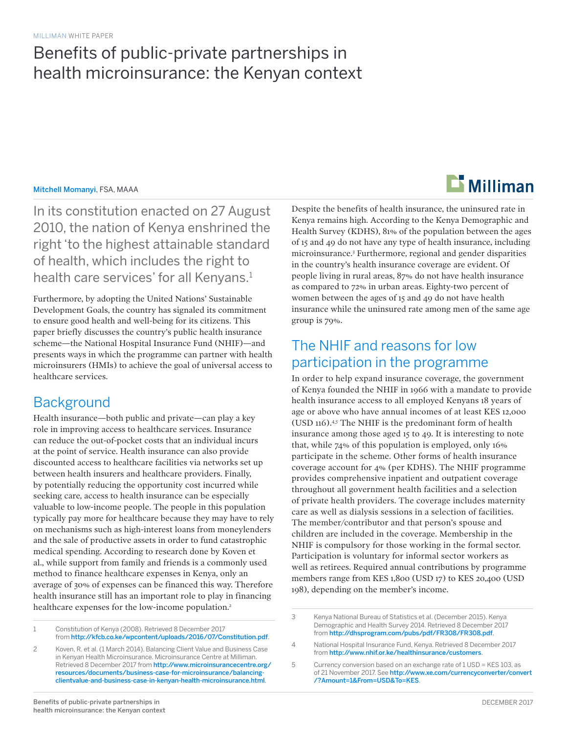MILLIMAN WHITE PAPER

# Benefits of public-private partnerships in health microinsurance: the Kenyan context

**Mitchell Momanyi**, FSA, MAAA

In its constitution enacted on 27 August 2010, the nation of Kenya enshrined the right 'to the highest attainable standard of health, which includes the right to health care services' for all Kenyans.[1]

Furthermore, by adopting the United Nations' Sustainable Development Goals, the country has signaled its commitment to ensure good health and well-being for its citizens. This paper briefly discusses the country's public health insurance scheme—the National Hospital Insurance Fund (NHIF)—and presents ways in which the programme can partner with health microinsurers (HMIs) to achieve the goal of universal access to healthcare services.

## Background

Health insurance—both public and private—can play a key role in improving access to healthcare services. Insurance can reduce the out-of-pocket costs that an individual incurs at the point of service. Health insurance can also provide discounted access to healthcare facilities via networks set up between health insurers and healthcare providers. Finally, by potentially reducing the opportunity cost incurred while seeking care, access to health insurance can be especially valuable to low-income people. The people in this population typically pay more for healthcare because they may have to rely on mechanisms such as high-interest loans from moneylenders and the sale of productive assets in order to fund catastrophic medical spending. According to research done by Koven et al., while support from family and friends is a commonly used method to finance healthcare expenses in Kenya, only an average of 30% of expenses can be financed this way. Therefore health insurance still has an important role to play in financing healthcare expenses for the low-income population.[2]

Despite the benefits of health insurance, the uninsured rate in Kenya remains high. According to the Kenya Demographic and Health Survey (KDHS), 81% of the population between the ages of 15 and 49 do not have any type of health insurance, including microinsurance.[3] Furthermore, regional and gender disparities in the country's health insurance coverage are evident. Of people living in rural areas, 87% do not have health insurance as compared to 72% in urban areas. Eighty-two percent of women between the ages of 15 and 49 do not have health insurance while the uninsured rate among men of the same age group is 79%.

## The NHIF and reasons for low participation in the programme

In order to help expand insurance coverage, the government of Kenya founded the NHIF in 1966 with a mandate to provide health insurance access to all employed Kenyans 18 years of age or above who have annual incomes of at least KES 12,000 (USD 116).[4,5] The NHIF is the predominant form of health insurance among those aged 15 to 49. It is interesting to note that, while 74% of this population is employed, only 16% participate in the scheme. Other forms of health insurance coverage account for 4% (per KDHS). The NHIF programme provides comprehensive inpatient and outpatient coverage throughout all government health facilities and a selection of private health providers. The coverage includes maternity care as well as dialysis sessions in a selection of facilities. The member/contributor and that person's spouse and children are included in the coverage. Membership in the NHIF is compulsory for those working in the formal sector. Participation is voluntary for informal sector workers as well as retirees. Required annual contributions by programme members range from KES 1,800 (USD 17) to KES 20,400 (USD 198), depending on the member's income.

---

1 Constitution of Kenya (2008). Retrieved 8 December 2017 from http://kfcb.co.ke/wpcontent/uploads/2016/07/Constitution.pdf.

2 Koven, R. et al. (1 March 2014). Balancing Client Value and Business Case in Kenyan Health Microinsurance. Microinsurance Centre at Milliman. Retrieved 8 December 2017 from http://www.microinsurancecentre.org/resources/documents/business-case-for-microinsurance/balancing-clientvalue-and-business-case-in-kenyan-health-microinsurance.html.

3 Kenya National Bureau of Statistics et al. (December 2015). Kenya Demographic and Health Survey 2014. Retrieved 8 December 2017 from http://dhsprogram.com/pubs/pdf/FR308/FR308.pdf.

4 National Hospital Insurance Fund, Kenya. Retrieved 8 December 2017 from http://www.nhif.or.ke/healthinsurance/customers.

5 Currency conversion based on an exchange rate of 1 USD = KES 103, as of 21 November 2017. See http://www.xe.com/currencyconverter/convert/?Amount=1&From=USD&To=KES.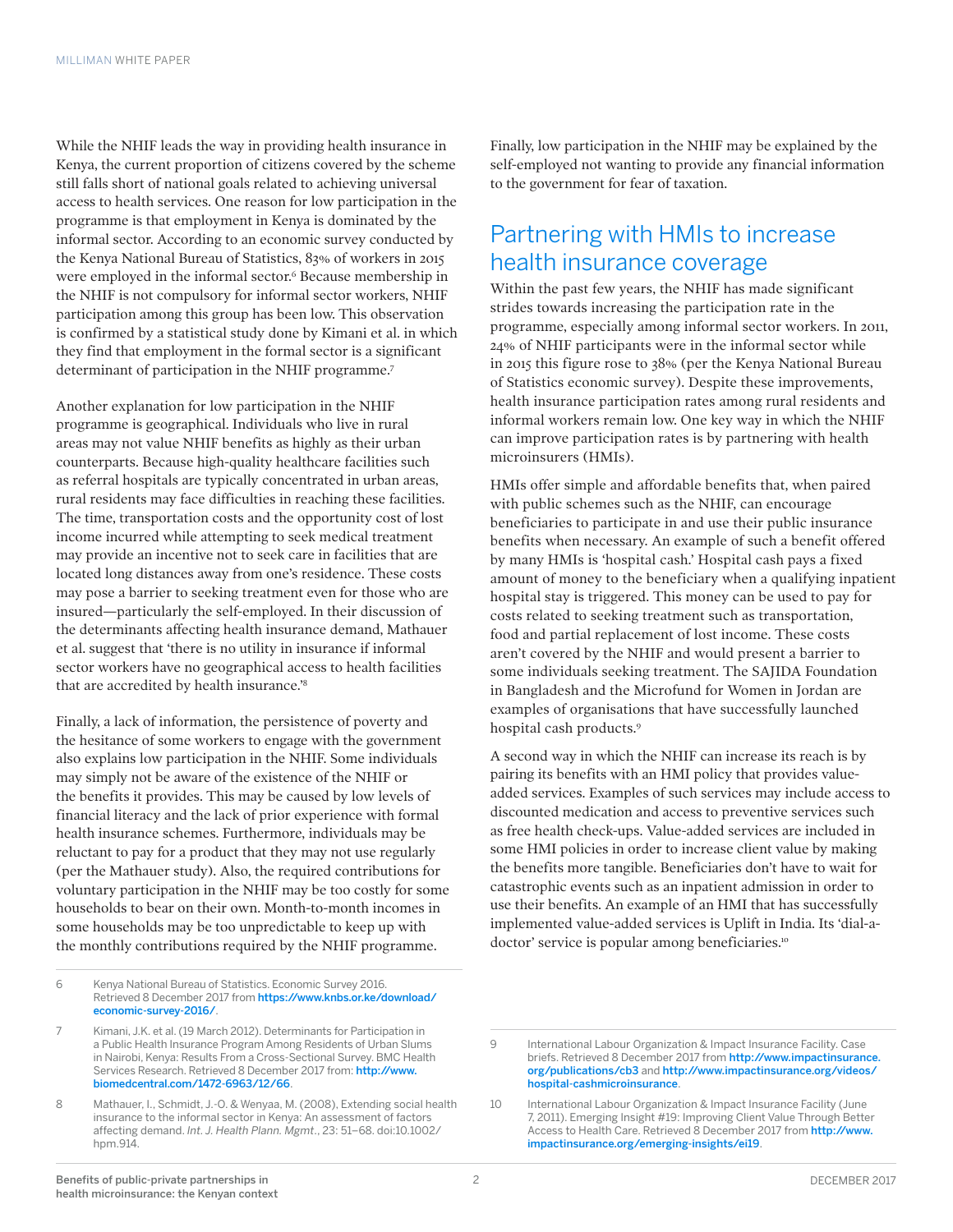While the NHIF leads the way in providing health insurance in Kenya, the current proportion of citizens covered by the scheme still falls short of national goals related to achieving universal access to health services. One reason for low participation in the programme is that employment in Kenya is dominated by the informal sector. According to an economic survey conducted by the Kenya National Bureau of Statistics, 83% of workers in 2015 were employed in the informal sector.[6] Because membership in the NHIF is not compulsory for informal sector workers, NHIF participation among this group has been low. This observation is confirmed by a statistical study done by Kimani et al. in which they find that employment in the formal sector is a significant determinant of participation in the NHIF programme.[7]

Another explanation for low participation in the NHIF programme is geographical. Individuals who live in rural areas may not value NHIF benefits as highly as their urban counterparts. Because high-quality healthcare facilities such as referral hospitals are typically concentrated in urban areas, rural residents may face difficulties in reaching these facilities. The time, transportation costs and the opportunity cost of lost income incurred while attempting to seek medical treatment may provide an incentive not to seek care in facilities that are located long distances away from one's residence. These costs may pose a barrier to seeking treatment even for those who are insured—particularly the self-employed. In their discussion of the determinants affecting health insurance demand, Mathauer et al. suggest that 'there is no utility in insurance if informal sector workers have no geographical access to health facilities that are accredited by health insurance.'[8]

Finally, a lack of information, the persistence of poverty and the hesitance of some workers to engage with the government also explains low participation in the NHIF. Some individuals may simply not be aware of the existence of the NHIF or the benefits it provides. This may be caused by low levels of financial literacy and the lack of prior experience with formal health insurance schemes. Furthermore, individuals may be reluctant to pay for a product that they may not use regularly (per the Mathauer study). Also, the required contributions for voluntary participation in the NHIF may be too costly for some households to bear on their own. Month-to-month incomes in some households may be too unpredictable to keep up with the monthly contributions required by the NHIF programme.

Finally, low participation in the NHIF may be explained by the self-employed not wanting to provide any financial information to the government for fear of taxation.

## Partnering with HMIs to increase health insurance coverage

Within the past few years, the NHIF has made significant strides towards increasing the participation rate in the programme, especially among informal sector workers. In 2011, 24% of NHIF participants were in the informal sector while in 2015 this figure rose to 38% (per the Kenya National Bureau of Statistics economic survey). Despite these improvements, health insurance participation rates among rural residents and informal workers remain low. One key way in which the NHIF can improve participation rates is by partnering with health microinsurers (HMIs).

HMIs offer simple and affordable benefits that, when paired with public schemes such as the NHIF, can encourage beneficiaries to participate in and use their public insurance benefits when necessary. An example of such a benefit offered by many HMIs is 'hospital cash.' Hospital cash pays a fixed amount of money to the beneficiary when a qualifying inpatient hospital stay is triggered. This money can be used to pay for costs related to seeking treatment such as transportation, food and partial replacement of lost income. These costs aren't covered by the NHIF and would present a barrier to some individuals seeking treatment. The SAJIDA Foundation in Bangladesh and the Microfund for Women in Jordan are examples of organisations that have successfully launched hospital cash products.[9]

A second way in which the NHIF can increase its reach is by pairing its benefits with an HMI policy that provides value-added services. Examples of such services may include access to discounted medication and access to preventive services such as free health check-ups. Value-added services are included in some HMI policies in order to increase client value by making the benefits more tangible. Beneficiaries don't have to wait for catastrophic events such as an inpatient admission in order to use their benefits. An example of an HMI that has successfully implemented value-added services is Uplift in India. Its 'dial-a-doctor' service is popular among beneficiaries.[10]

---

6 Kenya National Bureau of Statistics. Economic Survey 2016. Retrieved 8 December 2017 from **https://www.knbs.or.ke/download/economic-survey-2016/**.

7 Kimani, J.K. et al. (19 March 2012). Determinants for Participation in a Public Health Insurance Program Among Residents of Urban Slums in Nairobi, Kenya: Results From a Cross-Sectional Survey. BMC Health Services Research. Retrieved 8 December 2017 from: **http://www.biomedcentral.com/1472-6963/12/66**.

8 Mathauer, I., Schmidt, J.-O. & Wenyaa, M. (2008). Extending social health insurance to the informal sector in Kenya: An assessment of factors affecting demand. *Int. J. Health Plann. Mgmt.*, 23: 51–68. doi:10.1002/hpm.914.

9 International Labour Organization & Impact Insurance Facility. Case briefs. Retrieved 8 December 2017 from **http://www.impactinsurance.org/publications/cb3** and **http://www.impactinsurance.org/videos/hospital-cashmicroinsurance**.

10 International Labour Organization & Impact Insurance Facility (June 7, 2011). Emerging Insight #19: Improving Client Value Through Better Access to Health Care. Retrieved 8 December 2017 from **http://www.impactinsurance.org/emerging-insights/ei19**.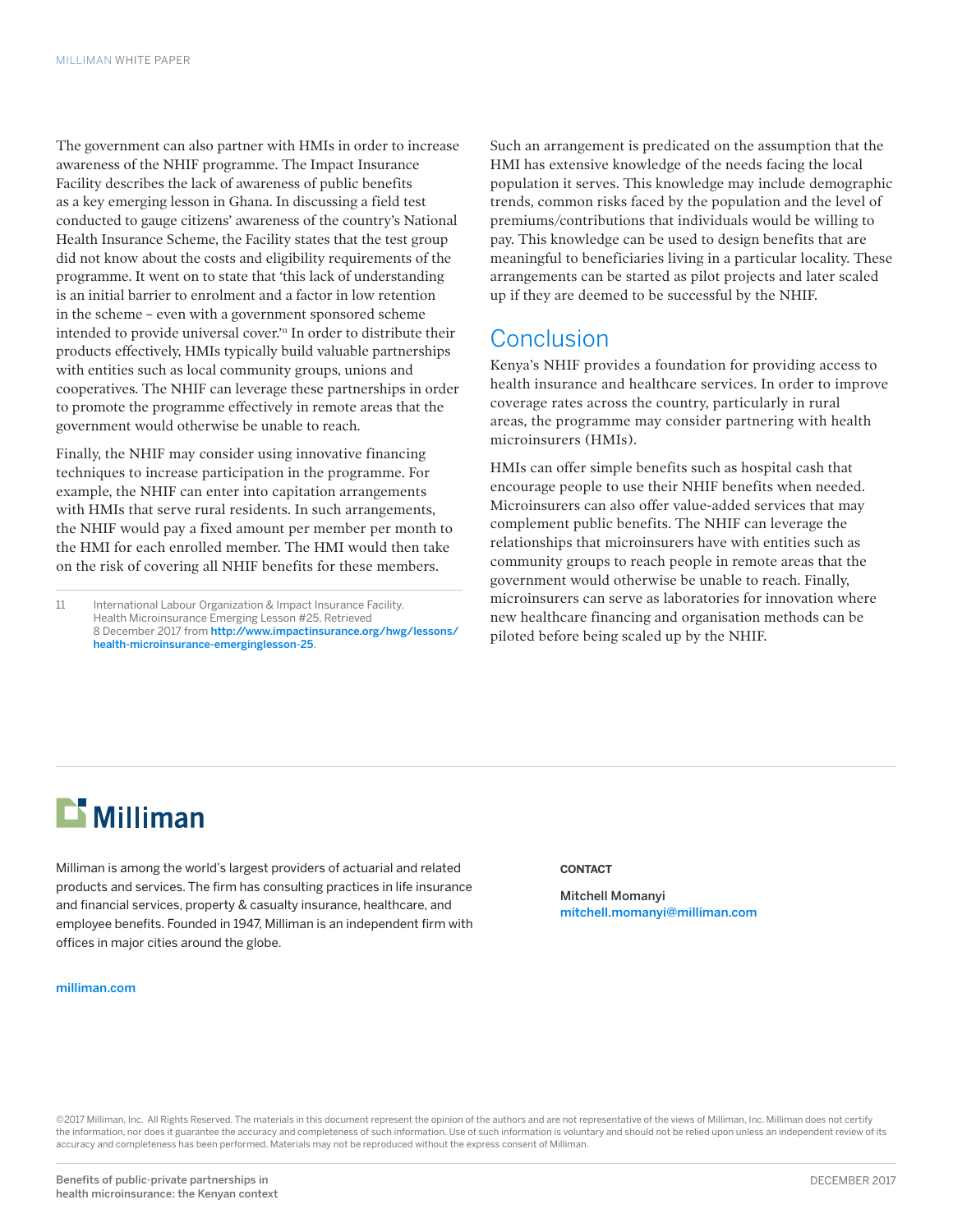The government can also partner with HMIs in order to increase awareness of the NHIF programme. The Impact Insurance Facility describes the lack of awareness of public benefits as a key emerging lesson in Ghana. In discussing a field test conducted to gauge citizens' awareness of the country's National Health Insurance Scheme, the Facility states that the test group did not know about the costs and eligibility requirements of the programme. It went on to state that 'this lack of understanding is an initial barrier to enrolment and a factor in low retention in the scheme – even with a government sponsored scheme intended to provide universal cover.'[11] In order to distribute their products effectively, HMIs typically build valuable partnerships with entities such as local community groups, unions and cooperatives. The NHIF can leverage these partnerships in order to promote the programme effectively in remote areas that the government would otherwise be unable to reach.

Finally, the NHIF may consider using innovative financing techniques to increase participation in the programme. For example, the NHIF can enter into capitation arrangements with HMIs that serve rural residents. In such arrangements, the NHIF would pay a fixed amount per member per month to the HMI for each enrolled member. The HMI would then take on the risk of covering all NHIF benefits for these members.

11 International Labour Organization & Impact Insurance Facility. Health Microinsurance Emerging Lesson #25. Retrieved 8 December 2017 from http://www.impactinsurance.org/hwg/lessons/health-microinsurance-emerginglesson-25.

Such an arrangement is predicated on the assumption that the HMI has extensive knowledge of the needs facing the local population it serves. This knowledge may include demographic trends, common risks faced by the population and the level of premiums/contributions that individuals would be willing to pay. This knowledge can be used to design benefits that are meaningful to beneficiaries living in a particular locality. These arrangements can be started as pilot projects and later scaled up if they are deemed to be successful by the NHIF.

## Conclusion

Kenya's NHIF provides a foundation for providing access to health insurance and healthcare services. In order to improve coverage rates across the country, particularly in rural areas, the programme may consider partnering with health microinsurers (HMIs).

HMIs can offer simple benefits such as hospital cash that encourage people to use their NHIF benefits when needed. Microinsurers can also offer value-added services that may complement public benefits. The NHIF can leverage the relationships that microinsurers have with entities such as community groups to reach people in remote areas that the government would otherwise be unable to reach. Finally, microinsurers can serve as laboratories for innovation where new healthcare financing and organisation methods can be piloted before being scaled up by the NHIF.

Milliman

Milliman is among the world's largest providers of actuarial and related products and services. The firm has consulting practices in life insurance and financial services, property & casualty insurance, healthcare, and employee benefits. Founded in 1947, Milliman is an independent firm with offices in major cities around the globe.

milliman.com

**CONTACT**

Mitchell Momanyi
mitchell.momanyi@milliman.com

©2017 Milliman, Inc. All Rights Reserved. The materials in this document represent the opinion of the authors and are not representative of the views of Milliman, Inc. Milliman does not certify the information, nor does it guarantee the accuracy and completeness of such information. Use of such information is voluntary and should not be relied upon unless an independent review of its accuracy and completeness has been performed. Materials may not be reproduced without the express consent of Milliman.